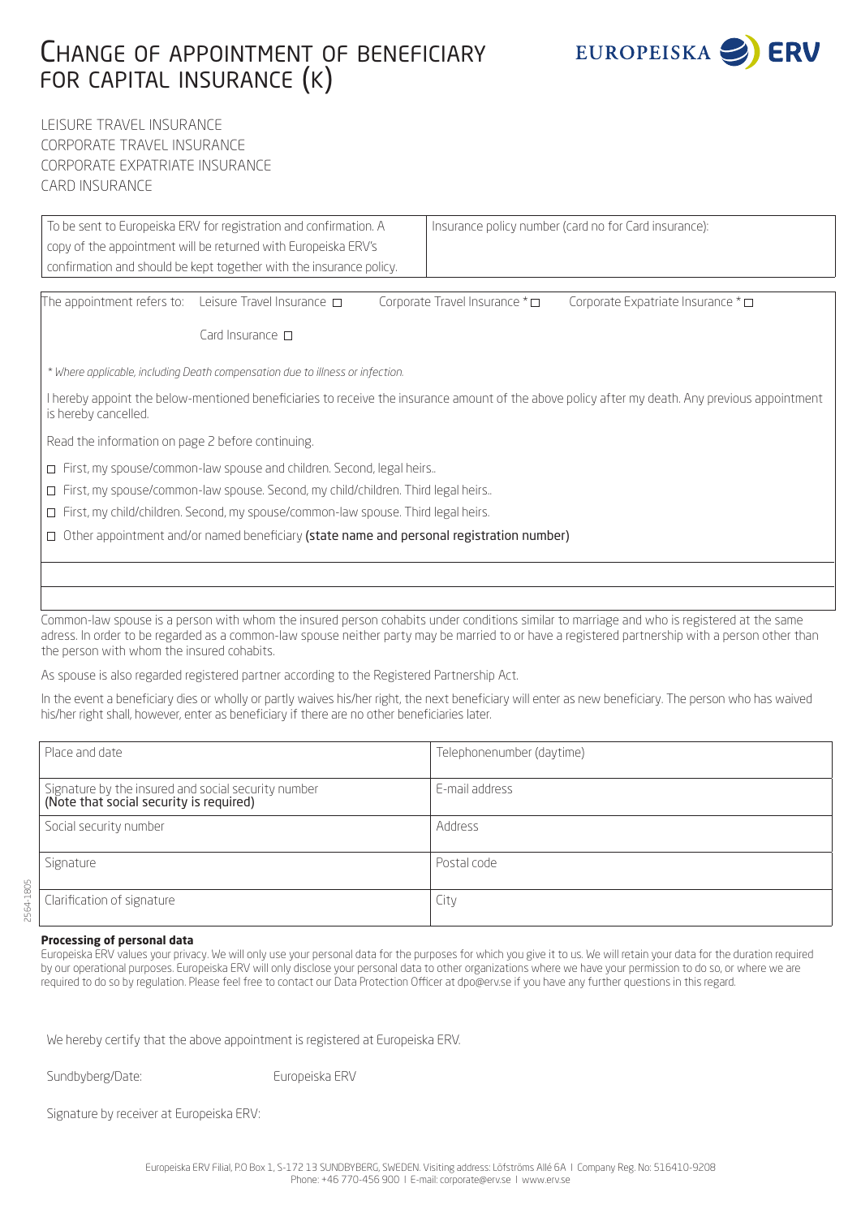# Change of appointment of beneficiary for capital insurance (K)

EUROPEISKA ERV

LEISURE TRAVEL INSURANCE
CORPORATE TRAVEL INSURANCE
CORPORATE EXPATRIATE INSURANCE
CARD INSURANCE

| To be sent to Europeiska ERV for registration and confirmation. A copy of the appointment will be returned with Europeiska ERV's confirmation and should be kept together with the insurance policy. | Insurance policy number (card no for Card insurance): |
|---|---|

The appointment refers to: Leisure Travel Insurance ☐ Corporate Travel Insurance * ☐ Corporate Expatriate Insurance * ☐

Card Insurance ☐

*\* Where applicable, including Death compensation due to illness or infection.*

I hereby appoint the below-mentioned beneficiaries to receive the insurance amount of the above policy after my death. Any previous appointment is hereby cancelled.

Read the information on page 2 before continuing.

- ☐ First, my spouse/common-law spouse and children. Second, legal heirs..
- ☐ First, my spouse/common-law spouse. Second, my child/children. Third legal heirs..
- ☐ First, my child/children. Second, my spouse/common-law spouse. Third legal heirs.
- ☐ Other appointment and/or named beneficiary **(state name and personal registration number)**

Common-law spouse is a person with whom the insured person cohabits under conditions similar to marriage and who is registered at the same adress. In order to be regarded as a common-law spouse neither party may be married to or have a registered partnership with a person other than the person with whom the insured cohabits.

As spouse is also regarded registered partner according to the Registered Partnership Act.

In the event a beneficiary dies or wholly or partly waives his/her right, the next beneficiary will enter as new beneficiary. The person who has waived his/her right shall, however, enter as beneficiary if there are no other beneficiaries later.

| Place and date | Telephonenumber (daytime) |
|---|---|
| Signature by the insured and social security number (Note that social security is required) | E-mail address |
| Social security number | Address |
| Signature | Postal code |
| Clarification of signature | City |

**Processing of personal data**

Europeiska ERV values your privacy. We will only use your personal data for the purposes for which you give it to us. We will retain your data for the duration required by our operational purposes. Europeiska ERV will only disclose your personal data to other organizations where we have your permission to do so, or where we are required to do so by regulation. Please feel free to contact our Data Protection Officer at dpo@erv.se if you have any further questions in this regard.

We hereby certify that the above appointment is registered at Europeiska ERV.

Sundbyberg/Date: Europeiska ERV

Signature by receiver at Europeiska ERV:

Europeiska ERV Filial, P.O Box 1, S-172 13 SUNDBYBERG, SWEDEN. Visiting address: Löfströms Allé 6A | Company Reg. No: 516410-9208
Phone: +46 770-456 900 | E-mail: corporate@erv.se | www.erv.se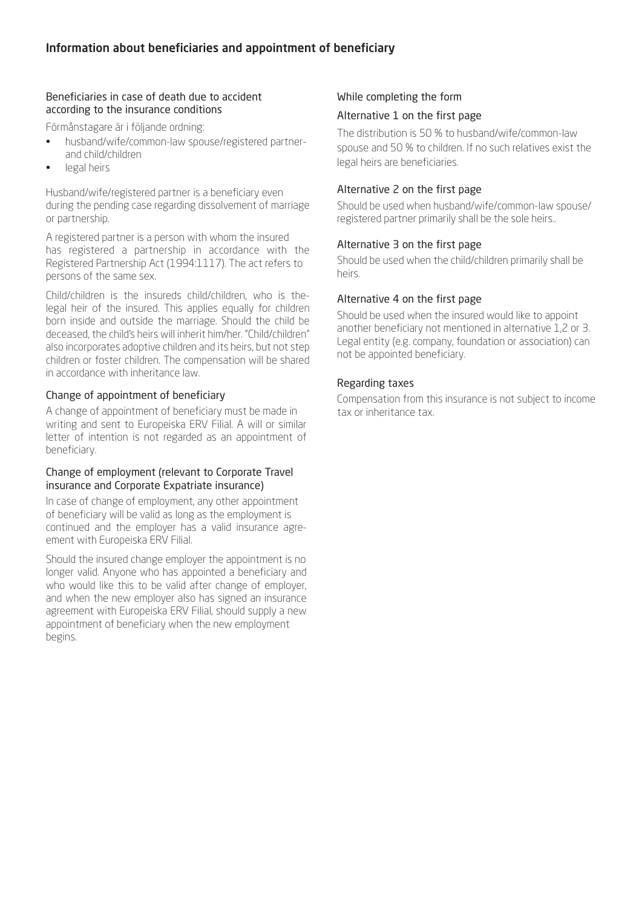## Information about beneficiaries and appointment of beneficiary

### Beneficiaries in case of death due to accident according to the insurance conditions

Förmånstagare är i följande ordning:

- husband/wife/common-law spouse/registered partner- and child/children
- legal heirs

Husband/wife/registered partner is a beneficiary even during the pending case regarding dissolvement of marriage or partnership.

A registered partner is a person with whom the insured has registered a partnership in accordance with the Registered Partnership Act (1994:1117). The act refers to persons of the same sex.

Child/children is the insureds child/children, who is the-legal heir of the insured. This applies equally for children born inside and outside the marriage. Should the child be deceased, the child's heirs will inherit him/her. "Child/children" also incorporates adoptive children and its heirs, but not step children or foster children. The compensation will be shared in accordance with inheritance law.

### Change of appointment of beneficiary

A change of appointment of beneficiary must be made in writing and sent to Europeiska ERV Filial. A will or similar letter of intention is not regarded as an appointment of beneficiary.

### Change of employment (relevant to Corporate Travel insurance and Corporate Expatriate insurance)

In case of change of employment, any other appointment of beneficiary will be valid as long as the employment is continued and the employer has a valid insurance agreement with Europeiska ERV Filial.

Should the insured change employer the appointment is no longer valid. Anyone who has appointed a beneficiary and who would like this to be valid after change of employer, and when the new employer also has signed an insurance agreement with Europeiska ERV Filial, should supply a new appointment of beneficiary when the new employment begins.

### While completing the form

### Alternative 1 on the first page

The distribution is 50 % to husband/wife/common-law spouse and 50 % to children. If no such relatives exist the legal heirs are beneficiaries.

### Alternative 2 on the first page

Should be used when husband/wife/common-law spouse/ registered partner primarily shall be the sole heirs..

### Alternative 3 on the first page

Should be used when the child/children primarily shall be heirs.

### Alternative 4 on the first page

Should be used when the insured would like to appoint another beneficiary not mentioned in alternative 1,2 or 3. Legal entity (e.g. company, foundation or association) can not be appointed beneficiary.

### Regarding taxes

Compensation from this insurance is not subject to income tax or inheritance tax.